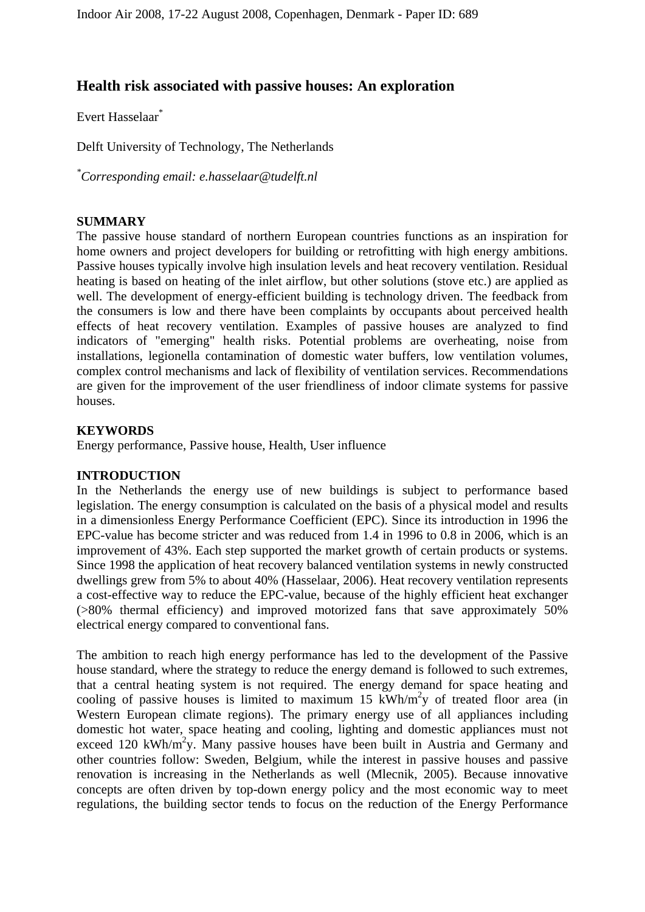# Health risk associated with passive houses: An exploration

Evert Hasselaar[*]

Delft University of Technology, The Netherlands

[*]*Corresponding email: e.hasselaar@tudelft.nl*

## SUMMARY

The passive house standard of northern European countries functions as an inspiration for home owners and project developers for building or retrofitting with high energy ambitions. Passive houses typically involve high insulation levels and heat recovery ventilation. Residual heating is based on heating of the inlet airflow, but other solutions (stove etc.) are applied as well. The development of energy-efficient building is technology driven. The feedback from the consumers is low and there have been complaints by occupants about perceived health effects of heat recovery ventilation. Examples of passive houses are analyzed to find indicators of "emerging" health risks. Potential problems are overheating, noise from installations, legionella contamination of domestic water buffers, low ventilation volumes, complex control mechanisms and lack of flexibility of ventilation services. Recommendations are given for the improvement of the user friendliness of indoor climate systems for passive houses.

## KEYWORDS

Energy performance, Passive house, Health, User influence

## INTRODUCTION

In the Netherlands the energy use of new buildings is subject to performance based legislation. The energy consumption is calculated on the basis of a physical model and results in a dimensionless Energy Performance Coefficient (EPC). Since its introduction in 1996 the EPC-value has become stricter and was reduced from 1.4 in 1996 to 0.8 in 2006, which is an improvement of 43%. Each step supported the market growth of certain products or systems. Since 1998 the application of heat recovery balanced ventilation systems in newly constructed dwellings grew from 5% to about 40% (Hasselaar, 2006). Heat recovery ventilation represents a cost-effective way to reduce the EPC-value, because of the highly efficient heat exchanger (>80% thermal efficiency) and improved motorized fans that save approximately 50% electrical energy compared to conventional fans.

The ambition to reach high energy performance has led to the development of the Passive house standard, where the strategy to reduce the energy demand is followed to such extremes, that a central heating system is not required. The energy demand for space heating and cooling of passive houses is limited to maximum 15 $kWh/m^2y$ of treated floor area (in Western European climate regions). The primary energy use of all appliances including domestic hot water, space heating and cooling, lighting and domestic appliances must not exceed 120 $kWh/m^2y$. Many passive houses have been built in Austria and Germany and other countries follow: Sweden, Belgium, while the interest in passive houses and passive renovation is increasing in the Netherlands as well (Mlecnik, 2005). Because innovative concepts are often driven by top-down energy policy and the most economic way to meet regulations, the building sector tends to focus on the reduction of the Energy Performance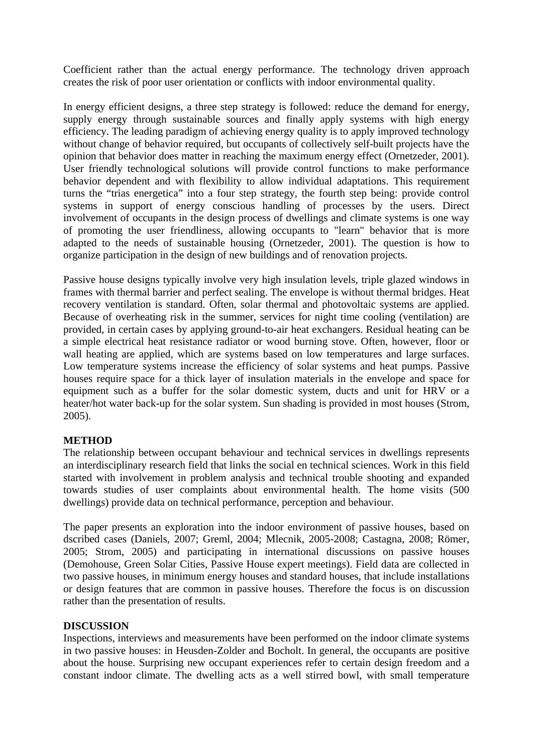Coefficient rather than the actual energy performance. The technology driven approach creates the risk of poor user orientation or conflicts with indoor environmental quality.

In energy efficient designs, a three step strategy is followed: reduce the demand for energy, supply energy through sustainable sources and finally apply systems with high energy efficiency. The leading paradigm of achieving energy quality is to apply improved technology without change of behavior required, but occupants of collectively self-built projects have the opinion that behavior does matter in reaching the maximum energy effect (Ornetzeder, 2001). User friendly technological solutions will provide control functions to make performance behavior dependent and with flexibility to allow individual adaptations. This requirement turns the "trias energetica" into a four step strategy, the fourth step being: provide control systems in support of energy conscious handling of processes by the users. Direct involvement of occupants in the design process of dwellings and climate systems is one way of promoting the user friendliness, allowing occupants to "learn" behavior that is more adapted to the needs of sustainable housing (Ornetzeder, 2001). The question is how to organize participation in the design of new buildings and of renovation projects.

Passive house designs typically involve very high insulation levels, triple glazed windows in frames with thermal barrier and perfect sealing. The envelope is without thermal bridges. Heat recovery ventilation is standard. Often, solar thermal and photovoltaic systems are applied. Because of overheating risk in the summer, services for night time cooling (ventilation) are provided, in certain cases by applying ground-to-air heat exchangers. Residual heating can be a simple electrical heat resistance radiator or wood burning stove. Often, however, floor or wall heating are applied, which are systems based on low temperatures and large surfaces. Low temperature systems increase the efficiency of solar systems and heat pumps. Passive houses require space for a thick layer of insulation materials in the envelope and space for equipment such as a buffer for the solar domestic system, ducts and unit for HRV or a heater/hot water back-up for the solar system. Sun shading is provided in most houses (Strom, 2005).

**METHOD**

The relationship between occupant behaviour and technical services in dwellings represents an interdisciplinary research field that links the social en technical sciences. Work in this field started with involvement in problem analysis and technical trouble shooting and expanded towards studies of user complaints about environmental health. The home visits (500 dwellings) provide data on technical performance, perception and behaviour.

The paper presents an exploration into the indoor environment of passive houses, based on dscribed cases (Daniels, 2007; Greml, 2004; Mlecnik, 2005-2008; Castagna, 2008; Römer, 2005; Strom, 2005) and participating in international discussions on passive houses (Demohouse, Green Solar Cities, Passive House expert meetings). Field data are collected in two passive houses, in minimum energy houses and standard houses, that include installations or design features that are common in passive houses. Therefore the focus is on discussion rather than the presentation of results.

**DISCUSSION**

Inspections, interviews and measurements have been performed on the indoor climate systems in two passive houses: in Heusden-Zolder and Bocholt. In general, the occupants are positive about the house. Surprising new occupant experiences refer to certain design freedom and a constant indoor climate. The dwelling acts as a well stirred bowl, with small temperature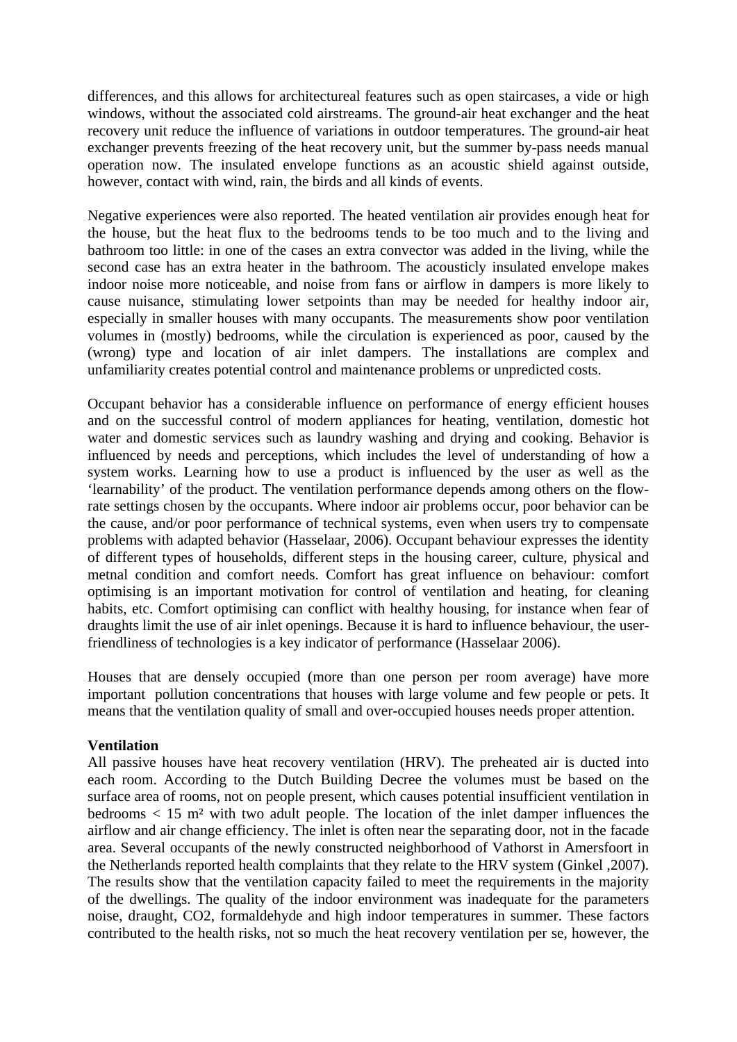differences, and this allows for architectureal features such as open staircases, a vide or high windows, without the associated cold airstreams. The ground-air heat exchanger and the heat recovery unit reduce the influence of variations in outdoor temperatures. The ground-air heat exchanger prevents freezing of the heat recovery unit, but the summer by-pass needs manual operation now. The insulated envelope functions as an acoustic shield against outside, however, contact with wind, rain, the birds and all kinds of events.

Negative experiences were also reported. The heated ventilation air provides enough heat for the house, but the heat flux to the bedrooms tends to be too much and to the living and bathroom too little: in one of the cases an extra convector was added in the living, while the second case has an extra heater in the bathroom. The acousticly insulated envelope makes indoor noise more noticeable, and noise from fans or airflow in dampers is more likely to cause nuisance, stimulating lower setpoints than may be needed for healthy indoor air, especially in smaller houses with many occupants. The measurements show poor ventilation volumes in (mostly) bedrooms, while the circulation is experienced as poor, caused by the (wrong) type and location of air inlet dampers. The installations are complex and unfamiliarity creates potential control and maintenance problems or unpredicted costs.

Occupant behavior has a considerable influence on performance of energy efficient houses and on the successful control of modern appliances for heating, ventilation, domestic hot water and domestic services such as laundry washing and drying and cooking. Behavior is influenced by needs and perceptions, which includes the level of understanding of how a system works. Learning how to use a product is influenced by the user as well as the 'learnability' of the product. The ventilation performance depends among others on the flow-rate settings chosen by the occupants. Where indoor air problems occur, poor behavior can be the cause, and/or poor performance of technical systems, even when users try to compensate problems with adapted behavior (Hasselaar, 2006). Occupant behaviour expresses the identity of different types of households, different steps in the housing career, culture, physical and metnal condition and comfort needs. Comfort has great influence on behaviour: comfort optimising is an important motivation for control of ventilation and heating, for cleaning habits, etc. Comfort optimising can conflict with healthy housing, for instance when fear of draughts limit the use of air inlet openings. Because it is hard to influence behaviour, the user-friendliness of technologies is a key indicator of performance (Hasselaar 2006).

Houses that are densely occupied (more than one person per room average) have more important pollution concentrations that houses with large volume and few people or pets. It means that the ventilation quality of small and over-occupied houses needs proper attention.

**Ventilation**

All passive houses have heat recovery ventilation (HRV). The preheated air is ducted into each room. According to the Dutch Building Decree the volumes must be based on the surface area of rooms, not on people present, which causes potential insufficient ventilation in bedrooms < 15 m² with two adult people. The location of the inlet damper influences the airflow and air change efficiency. The inlet is often near the separating door, not in the facade area. Several occupants of the newly constructed neighborhood of Vathorst in Amersfoort in the Netherlands reported health complaints that they relate to the HRV system (Ginkel ,2007). The results show that the ventilation capacity failed to meet the requirements in the majority of the dwellings. The quality of the indoor environment was inadequate for the parameters noise, draught, $CO_2$, formaldehyde and high indoor temperatures in summer. These factors contributed to the health risks, not so much the heat recovery ventilation per se, however, the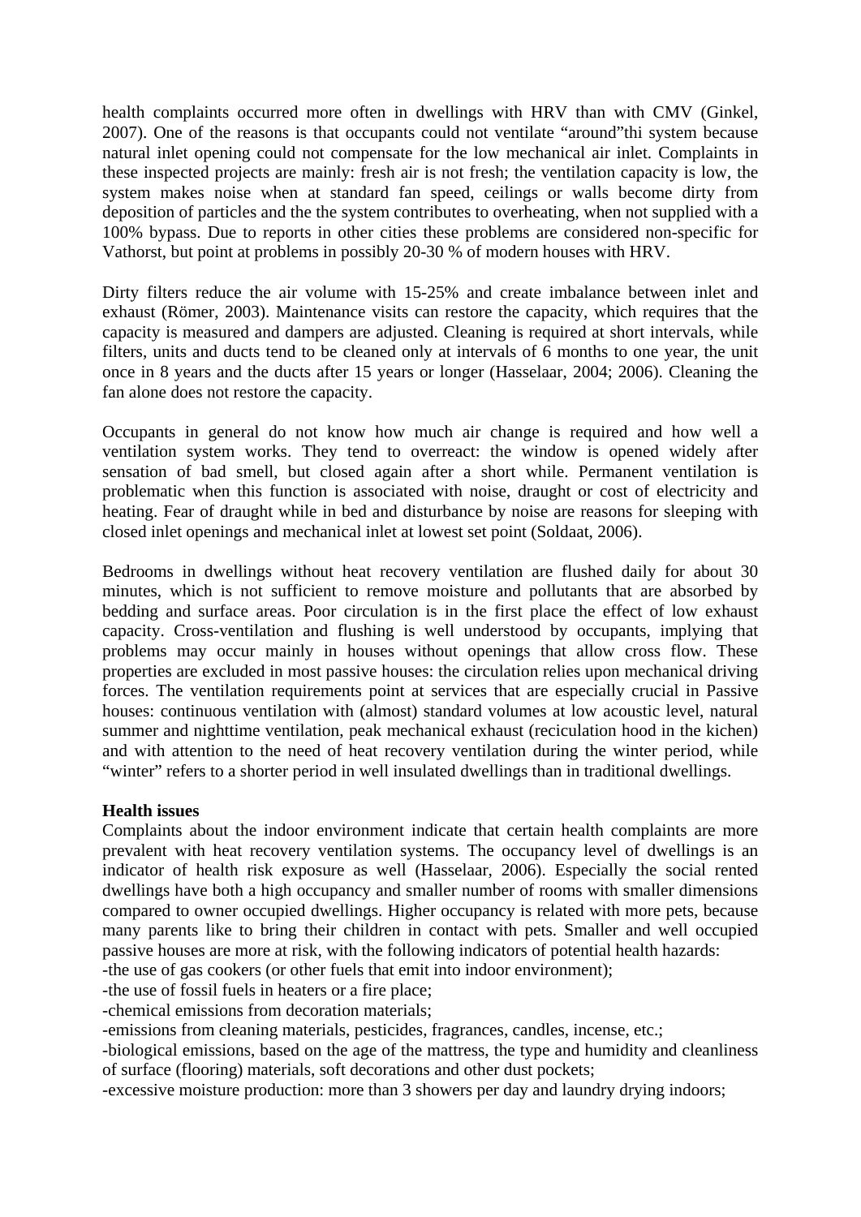health complaints occurred more often in dwellings with HRV than with CMV (Ginkel, 2007). One of the reasons is that occupants could not ventilate "around"thi system because natural inlet opening could not compensate for the low mechanical air inlet. Complaints in these inspected projects are mainly: fresh air is not fresh; the ventilation capacity is low, the system makes noise when at standard fan speed, ceilings or walls become dirty from deposition of particles and the the system contributes to overheating, when not supplied with a 100% bypass. Due to reports in other cities these problems are considered non-specific for Vathorst, but point at problems in possibly 20-30 % of modern houses with HRV.

Dirty filters reduce the air volume with 15-25% and create imbalance between inlet and exhaust (Römer, 2003). Maintenance visits can restore the capacity, which requires that the capacity is measured and dampers are adjusted. Cleaning is required at short intervals, while filters, units and ducts tend to be cleaned only at intervals of 6 months to one year, the unit once in 8 years and the ducts after 15 years or longer (Hasselaar, 2004; 2006). Cleaning the fan alone does not restore the capacity.

Occupants in general do not know how much air change is required and how well a ventilation system works. They tend to overreact: the window is opened widely after sensation of bad smell, but closed again after a short while. Permanent ventilation is problematic when this function is associated with noise, draught or cost of electricity and heating. Fear of draught while in bed and disturbance by noise are reasons for sleeping with closed inlet openings and mechanical inlet at lowest set point (Soldaat, 2006).

Bedrooms in dwellings without heat recovery ventilation are flushed daily for about 30 minutes, which is not sufficient to remove moisture and pollutants that are absorbed by bedding and surface areas. Poor circulation is in the first place the effect of low exhaust capacity. Cross-ventilation and flushing is well understood by occupants, implying that problems may occur mainly in houses without openings that allow cross flow. These properties are excluded in most passive houses: the circulation relies upon mechanical driving forces. The ventilation requirements point at services that are especially crucial in Passive houses: continuous ventilation with (almost) standard volumes at low acoustic level, natural summer and nighttime ventilation, peak mechanical exhaust (reciculation hood in the kichen) and with attention to the need of heat recovery ventilation during the winter period, while "winter" refers to a shorter period in well insulated dwellings than in traditional dwellings.

**Health issues**

Complaints about the indoor environment indicate that certain health complaints are more prevalent with heat recovery ventilation systems. The occupancy level of dwellings is an indicator of health risk exposure as well (Hasselaar, 2006). Especially the social rented dwellings have both a high occupancy and smaller number of rooms with smaller dimensions compared to owner occupied dwellings. Higher occupancy is related with more pets, because many parents like to bring their children in contact with pets. Smaller and well occupied passive houses are more at risk, with the following indicators of potential health hazards:

-the use of gas cookers (or other fuels that emit into indoor environment);

-the use of fossil fuels in heaters or a fire place;

-chemical emissions from decoration materials;

-emissions from cleaning materials, pesticides, fragrances, candles, incense, etc.;

-biological emissions, based on the age of the mattress, the type and humidity and cleanliness of surface (flooring) materials, soft decorations and other dust pockets;

-excessive moisture production: more than 3 showers per day and laundry drying indoors;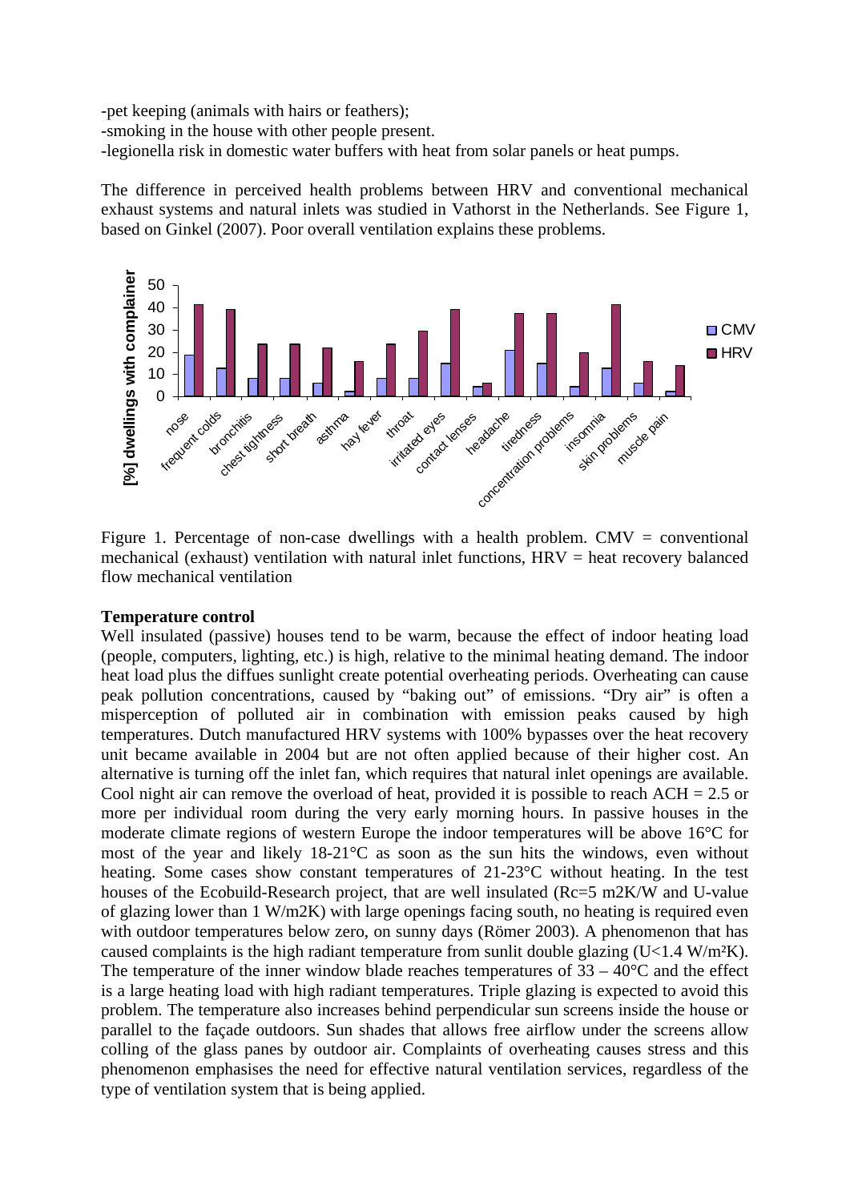-pet keeping (animals with hairs or feathers);
-smoking in the house with other people present.
-legionella risk in domestic water buffers with heat from solar panels or heat pumps.

The difference in perceived health problems between HRV and conventional mechanical exhaust systems and natural inlets was studied in Vathorst in the Netherlands. See Figure 1, based on Ginkel (2007). Poor overall ventilation explains these problems.

Figure 1. Percentage of non-case dwellings with a health problem. CMV = conventional mechanical (exhaust) ventilation with natural inlet functions, HRV = heat recovery balanced flow mechanical ventilation

**Temperature control**

Well insulated (passive) houses tend to be warm, because the effect of indoor heating load (people, computers, lighting, etc.) is high, relative to the minimal heating demand. The indoor heat load plus the diffues sunlight create potential overheating periods. Overheating can cause peak pollution concentrations, caused by "baking out" of emissions. "Dry air" is often a misperception of polluted air in combination with emission peaks caused by high temperatures. Dutch manufactured HRV systems with 100% bypasses over the heat recovery unit became available in 2004 but are not often applied because of their higher cost. An alternative is turning off the inlet fan, which requires that natural inlet openings are available. Cool night air can remove the overload of heat, provided it is possible to reach ACH = 2.5 or more per individual room during the very early morning hours. In passive houses in the moderate climate regions of western Europe the indoor temperatures will be above 16°C for most of the year and likely 18-21°C as soon as the sun hits the windows, even without heating. Some cases show constant temperatures of 21-23°C without heating. In the test houses of the Ecobuild-Research project, that are well insulated (Rc=5 m2K/W and U-value of glazing lower than 1 W/m2K) with large openings facing south, no heating is required even with outdoor temperatures below zero, on sunny days (Römer 2003). A phenomenon that has caused complaints is the high radiant temperature from sunlit double glazing (U<1.4 W/m²K). The temperature of the inner window blade reaches temperatures of 33 – 40°C and the effect is a large heating load with high radiant temperatures. Triple glazing is expected to avoid this problem. The temperature also increases behind perpendicular sun screens inside the house or parallel to the façade outdoors. Sun shades that allows free airflow under the screens allow colling of the glass panes by outdoor air. Complaints of overheating causes stress and this phenomenon emphasises the need for effective natural ventilation services, regardless of the type of ventilation system that is being applied.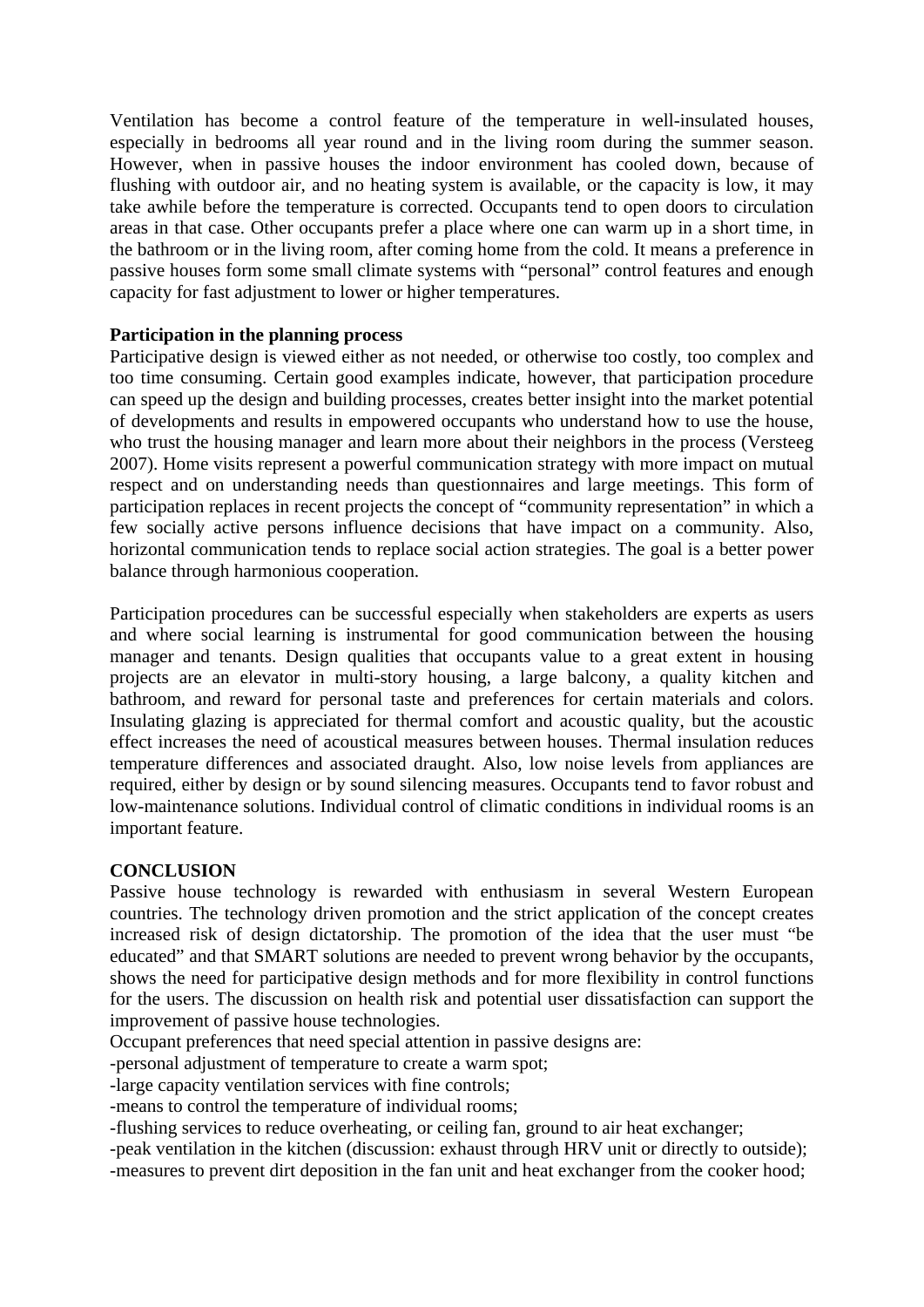Ventilation has become a control feature of the temperature in well-insulated houses, especially in bedrooms all year round and in the living room during the summer season. However, when in passive houses the indoor environment has cooled down, because of flushing with outdoor air, and no heating system is available, or the capacity is low, it may take awhile before the temperature is corrected. Occupants tend to open doors to circulation areas in that case. Other occupants prefer a place where one can warm up in a short time, in the bathroom or in the living room, after coming home from the cold. It means a preference in passive houses form some small climate systems with "personal" control features and enough capacity for fast adjustment to lower or higher temperatures.

**Participation in the planning process**

Participative design is viewed either as not needed, or otherwise too costly, too complex and too time consuming. Certain good examples indicate, however, that participation procedure can speed up the design and building processes, creates better insight into the market potential of developments and results in empowered occupants who understand how to use the house, who trust the housing manager and learn more about their neighbors in the process (Versteeg 2007). Home visits represent a powerful communication strategy with more impact on mutual respect and on understanding needs than questionnaires and large meetings. This form of participation replaces in recent projects the concept of "community representation" in which a few socially active persons influence decisions that have impact on a community. Also, horizontal communication tends to replace social action strategies. The goal is a better power balance through harmonious cooperation.

Participation procedures can be successful especially when stakeholders are experts as users and where social learning is instrumental for good communication between the housing manager and tenants. Design qualities that occupants value to a great extent in housing projects are an elevator in multi-story housing, a large balcony, a quality kitchen and bathroom, and reward for personal taste and preferences for certain materials and colors. Insulating glazing is appreciated for thermal comfort and acoustic quality, but the acoustic effect increases the need of acoustical measures between houses. Thermal insulation reduces temperature differences and associated draught. Also, low noise levels from appliances are required, either by design or by sound silencing measures. Occupants tend to favor robust and low-maintenance solutions. Individual control of climatic conditions in individual rooms is an important feature.

**CONCLUSION**

Passive house technology is rewarded with enthusiasm in several Western European countries. The technology driven promotion and the strict application of the concept creates increased risk of design dictatorship. The promotion of the idea that the user must "be educated" and that SMART solutions are needed to prevent wrong behavior by the occupants, shows the need for participative design methods and for more flexibility in control functions for the users. The discussion on health risk and potential user dissatisfaction can support the improvement of passive house technologies.

Occupant preferences that need special attention in passive designs are:

-personal adjustment of temperature to create a warm spot;
-large capacity ventilation services with fine controls;
-means to control the temperature of individual rooms;
-flushing services to reduce overheating, or ceiling fan, ground to air heat exchanger;
-peak ventilation in the kitchen (discussion: exhaust through HRV unit or directly to outside);
-measures to prevent dirt deposition in the fan unit and heat exchanger from the cooker hood;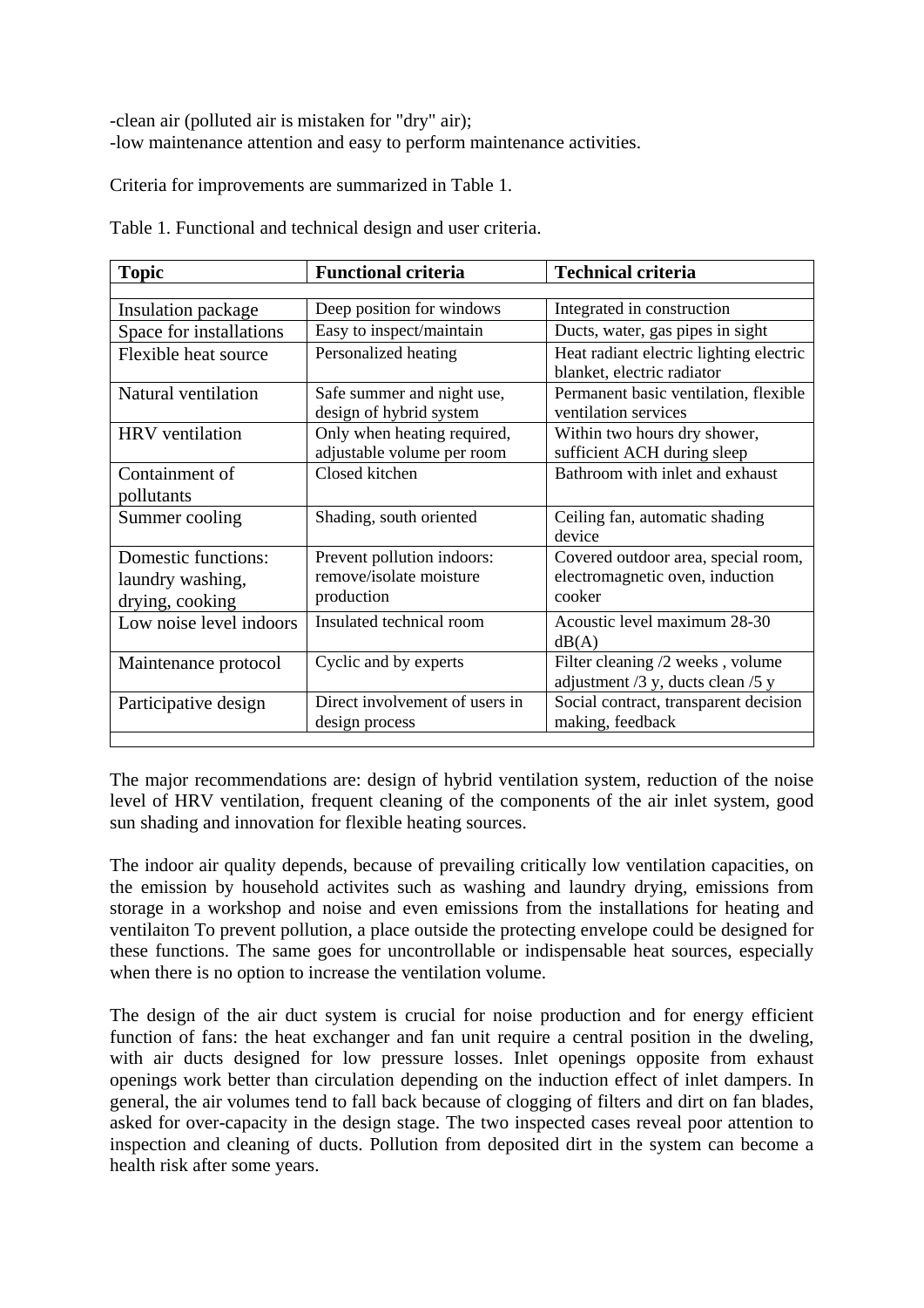-clean air (polluted air is mistaken for "dry" air);
-low maintenance attention and easy to perform maintenance activities.

Criteria for improvements are summarized in Table 1.

Table 1. Functional and technical design and user criteria.

| Topic | Functional criteria | Technical criteria |
|---|---|---|
| | | |
| Insulation package | Deep position for windows | Integrated in construction |
| Space for installations | Easy to inspect/maintain | Ducts, water, gas pipes in sight |
| Flexible heat source | Personalized heating | Heat radiant electric lighting electric blanket, electric radiator |
| Natural ventilation | Safe summer and night use, design of hybrid system | Permanent basic ventilation, flexible ventilation services |
| HRV ventilation | Only when heating required, adjustable volume per room | Within two hours dry shower, sufficient ACH during sleep |
| Containment of pollutants | Closed kitchen | Bathroom with inlet and exhaust |
| Summer cooling | Shading, south oriented | Ceiling fan, automatic shading device |
| Domestic functions: laundry washing, drying, cooking | Prevent pollution indoors: remove/isolate moisture production | Covered outdoor area, special room, electromagnetic oven, induction cooker |
| Low noise level indoors | Insulated technical room | Acoustic level maximum 28-30 dB(A) |
| Maintenance protocol | Cyclic and by experts | Filter cleaning /2 weeks , volume adjustment /3 y, ducts clean /5 y |
| Participative design | Direct involvement of users in design process | Social contract, transparent decision making, feedback |
| | | |

The major recommendations are: design of hybrid ventilation system, reduction of the noise level of HRV ventilation, frequent cleaning of the components of the air inlet system, good sun shading and innovation for flexible heating sources.

The indoor air quality depends, because of prevailing critically low ventilation capacities, on the emission by household activites such as washing and laundry drying, emissions from storage in a workshop and noise and even emissions from the installations for heating and ventilaiton To prevent pollution, a place outside the protecting envelope could be designed for these functions. The same goes for uncontrollable or indispensable heat sources, especially when there is no option to increase the ventilation volume.

The design of the air duct system is crucial for noise production and for energy efficient function of fans: the heat exchanger and fan unit require a central position in the dweling, with air ducts designed for low pressure losses. Inlet openings opposite from exhaust openings work better than circulation depending on the induction effect of inlet dampers. In general, the air volumes tend to fall back because of clogging of filters and dirt on fan blades, asked for over-capacity in the design stage. The two inspected cases reveal poor attention to inspection and cleaning of ducts. Pollution from deposited dirt in the system can become a health risk after some years.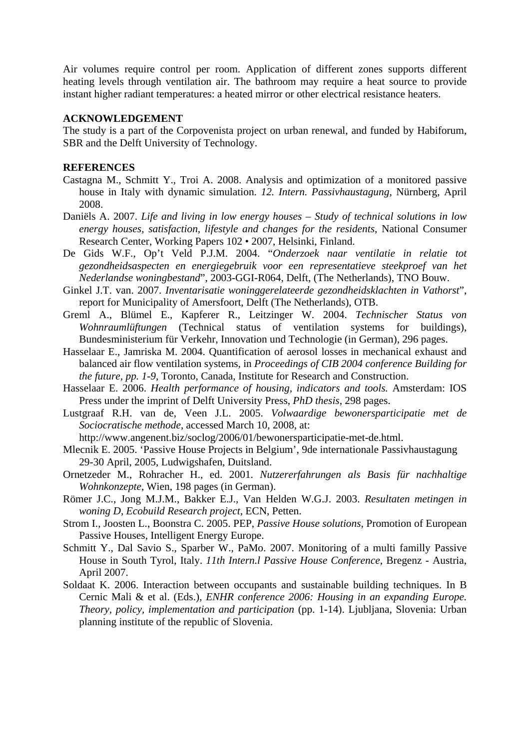Air volumes require control per room. Application of different zones supports different heating levels through ventilation air. The bathroom may require a heat source to provide instant higher radiant temperatures: a heated mirror or other electrical resistance heaters.

## ACKNOWLEDGEMENT

The study is a part of the Corpovenista project on urban renewal, and funded by Habiforum, SBR and the Delft University of Technology.

## REFERENCES

Castagna M., Schmitt Y., Troi A. 2008. Analysis and optimization of a monitored passive house in Italy with dynamic simulation. *12. Intern. Passivhaustagung*, Nürnberg, April 2008.

Daniëls A. 2007. *Life and living in low energy houses – Study of technical solutions in low energy houses, satisfaction, lifestyle and changes for the residents*, National Consumer Research Center, Working Papers 102 • 2007, Helsinki, Finland.

De Gids W.F., Op't Veld P.J.M. 2004. "*Onderzoek naar ventilatie in relatie tot gezondheidsaspecten en energiegebruik voor een representatieve steekproef van het Nederlandse woningbestand*", 2003-GGI-R064, Delft, (The Netherlands), TNO Bouw.

Ginkel J.T. van. 2007. *Inventarisatie woninggerelateerde gezondheidsklachten in Vathorst*", report for Municipality of Amersfoort, Delft (The Netherlands), OTB.

Greml A., Blümel E., Kapferer R., Leitzinger W. 2004. *Technischer Status von Wohnraumlüftungen* (Technical status of ventilation systems for buildings), Bundesministerium für Verkehr, Innovation und Technologie (in German), 296 pages.

Hasselaar E., Jamriska M. 2004. Quantification of aerosol losses in mechanical exhaust and balanced air flow ventilation systems, in *Proceedings of CIB 2004 conference Building for the future, pp. 1-9*, Toronto, Canada, Institute for Research and Construction.

Hasselaar E. 2006. *Health performance of housing, indicators and tools.* Amsterdam: IOS Press under the imprint of Delft University Press, *PhD thesis*, 298 pages.

Lustgraaf R.H. van de, Veen J.L. 2005. *Volwaardige bewonersparticipatie met de Sociocratische methode*, accessed March 10, 2008, at: http://www.angenent.biz/soclog/2006/01/bewonersparticipatie-met-de.html.

Mlecnik E. 2005. 'Passive House Projects in Belgium', 9de internationale Passivhaustagung 29-30 April, 2005, Ludwigshafen, Duitsland.

Ornetzeder M., Rohracher H., ed. 2001. *Nutzererfahrungen als Basis für nachhaltige Wohnkonzepte*, Wien, 198 pages (in German).

Römer J.C., Jong M.J.M., Bakker E.J., Van Helden W.G.J. 2003. *Resultaten metingen in woning D, Ecobuild Research project*, ECN, Petten.

Strom I., Joosten L., Boonstra C. 2005. PEP, *Passive House solutions*, Promotion of European Passive Houses, Intelligent Energy Europe.

Schmitt Y., Dal Savio S., Sparber W., PaMo. 2007. Monitoring of a multi familly Passive House in South Tyrol, Italy. *11th Intern.l Passive House Conference*, Bregenz - Austria, April 2007.

Soldaat K. 2006. Interaction between occupants and sustainable building techniques. In B Cernic Mali & et al. (Eds.), *ENHR conference 2006: Housing in an expanding Europe. Theory, policy, implementation and participation* (pp. 1-14). Ljubljana, Slovenia: Urban planning institute of the republic of Slovenia.